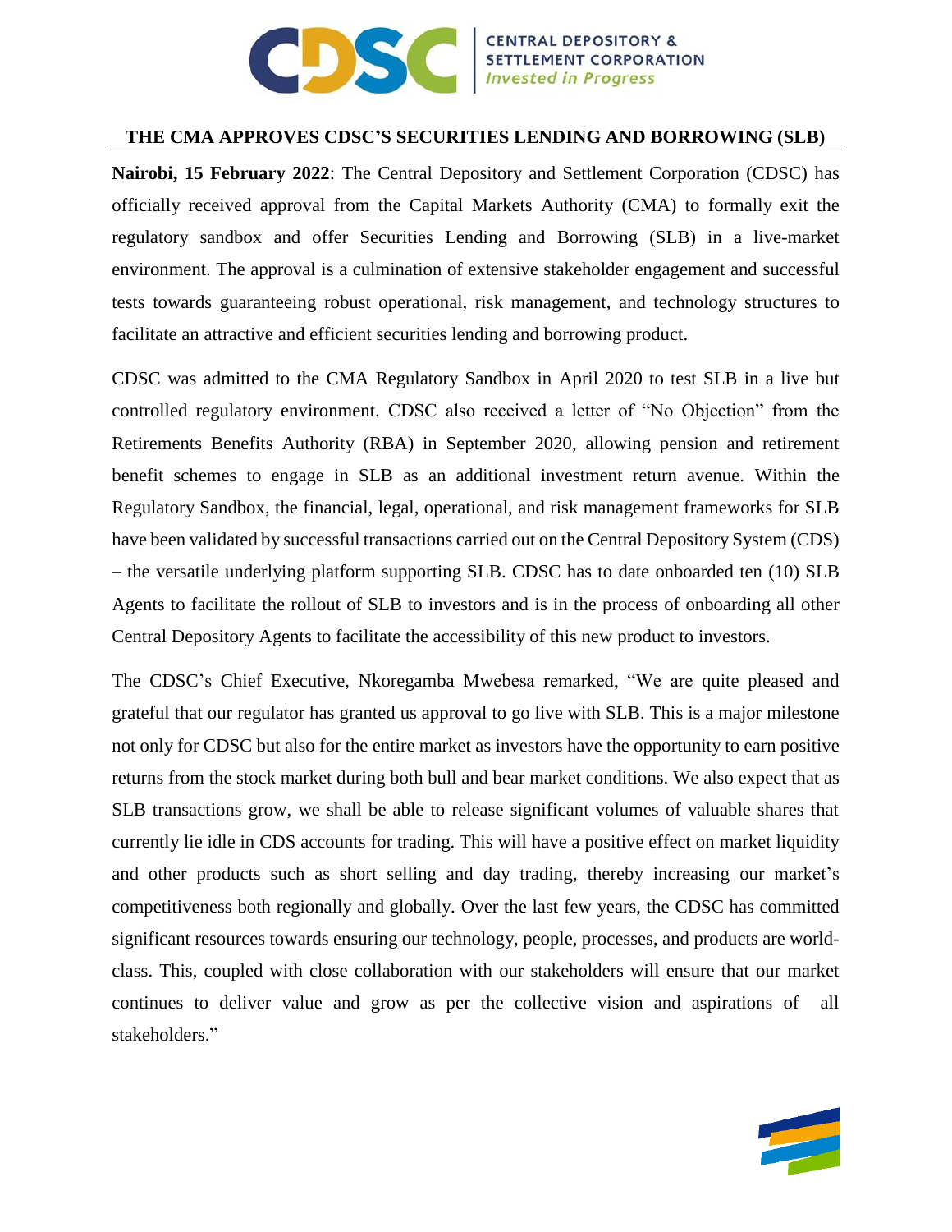# THE CMA APPROVES CDSC'S SECURITIES LENDING AND BORROWING (SLB)

**Nairobi, 15 February 2022**: The Central Depository and Settlement Corporation (CDSC) has officially received approval from the Capital Markets Authority (CMA) to formally exit the regulatory sandbox and offer Securities Lending and Borrowing (SLB) in a live-market environment. The approval is a culmination of extensive stakeholder engagement and successful tests towards guaranteeing robust operational, risk management, and technology structures to facilitate an attractive and efficient securities lending and borrowing product.

CDSC was admitted to the CMA Regulatory Sandbox in April 2020 to test SLB in a live but controlled regulatory environment. CDSC also received a letter of "No Objection" from the Retirements Benefits Authority (RBA) in September 2020, allowing pension and retirement benefit schemes to engage in SLB as an additional investment return avenue. Within the Regulatory Sandbox, the financial, legal, operational, and risk management frameworks for SLB have been validated by successful transactions carried out on the Central Depository System (CDS) – the versatile underlying platform supporting SLB. CDSC has to date onboarded ten (10) SLB Agents to facilitate the rollout of SLB to investors and is in the process of onboarding all other Central Depository Agents to facilitate the accessibility of this new product to investors.

The CDSC's Chief Executive, Nkoregamba Mwebesa remarked, "We are quite pleased and grateful that our regulator has granted us approval to go live with SLB. This is a major milestone not only for CDSC but also for the entire market as investors have the opportunity to earn positive returns from the stock market during both bull and bear market conditions. We also expect that as SLB transactions grow, we shall be able to release significant volumes of valuable shares that currently lie idle in CDS accounts for trading. This will have a positive effect on market liquidity and other products such as short selling and day trading, thereby increasing our market's competitiveness both regionally and globally. Over the last few years, the CDSC has committed significant resources towards ensuring our technology, people, processes, and products are world-class. This, coupled with close collaboration with our stakeholders will ensure that our market continues to deliver value and grow as per the collective vision and aspirations of all stakeholders."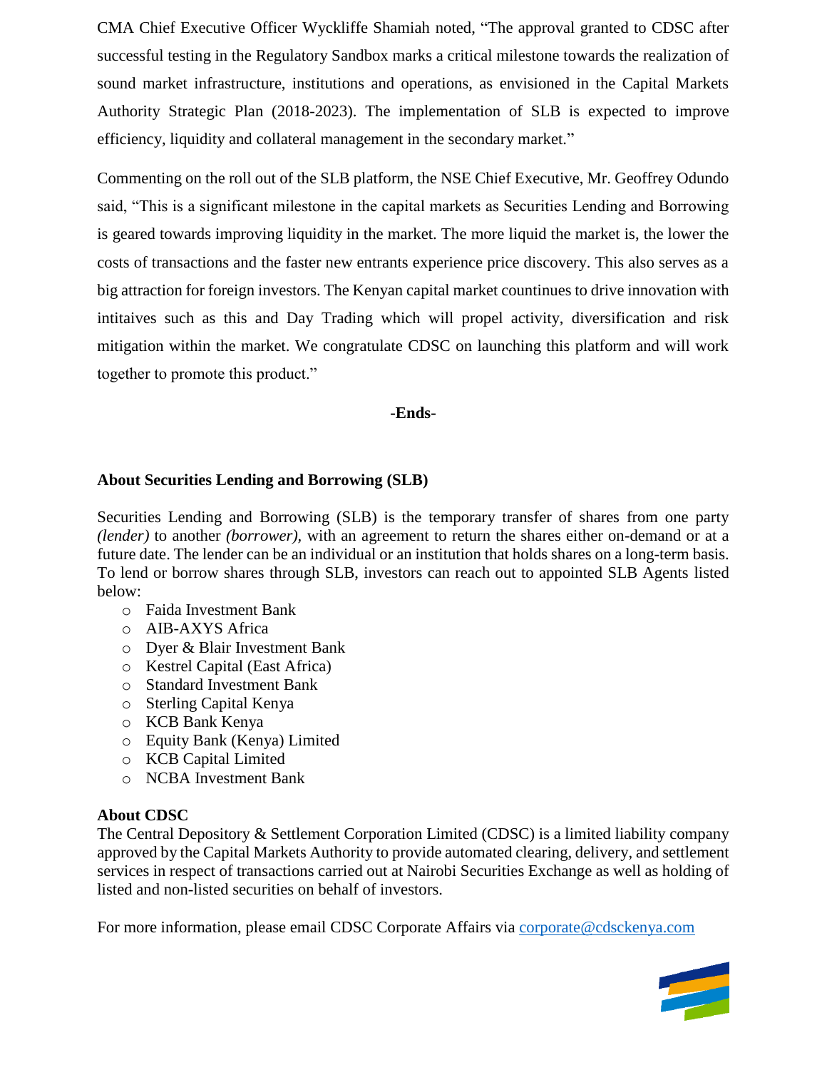CMA Chief Executive Officer Wyckliffe Shamiah noted, "The approval granted to CDSC after successful testing in the Regulatory Sandbox marks a critical milestone towards the realization of sound market infrastructure, institutions and operations, as envisioned in the Capital Markets Authority Strategic Plan (2018-2023). The implementation of SLB is expected to improve efficiency, liquidity and collateral management in the secondary market."

Commenting on the roll out of the SLB platform, the NSE Chief Executive, Mr. Geoffrey Odundo said, "This is a significant milestone in the capital markets as Securities Lending and Borrowing is geared towards improving liquidity in the market. The more liquid the market is, the lower the costs of transactions and the faster new entrants experience price discovery. This also serves as a big attraction for foreign investors. The Kenyan capital market countinues to drive innovation with intitaives such as this and Day Trading which will propel activity, diversification and risk mitigation within the market. We congratulate CDSC on launching this platform and will work together to promote this product."

**-Ends-**

**About Securities Lending and Borrowing (SLB)**

Securities Lending and Borrowing (SLB) is the temporary transfer of shares from one party *(lender)* to another *(borrower)*, with an agreement to return the shares either on-demand or at a future date. The lender can be an individual or an institution that holds shares on a long-term basis. To lend or borrow shares through SLB, investors can reach out to appointed SLB Agents listed below:

- Faida Investment Bank
- AIB-AXYS Africa
- Dyer & Blair Investment Bank
- Kestrel Capital (East Africa)
- Standard Investment Bank
- Sterling Capital Kenya
- KCB Bank Kenya
- Equity Bank (Kenya) Limited
- KCB Capital Limited
- NCBA Investment Bank

**About CDSC**

The Central Depository & Settlement Corporation Limited (CDSC) is a limited liability company approved by the Capital Markets Authority to provide automated clearing, delivery, and settlement services in respect of transactions carried out at Nairobi Securities Exchange as well as holding of listed and non-listed securities on behalf of investors.

For more information, please email CDSC Corporate Affairs via corporate@cdsckenya.com